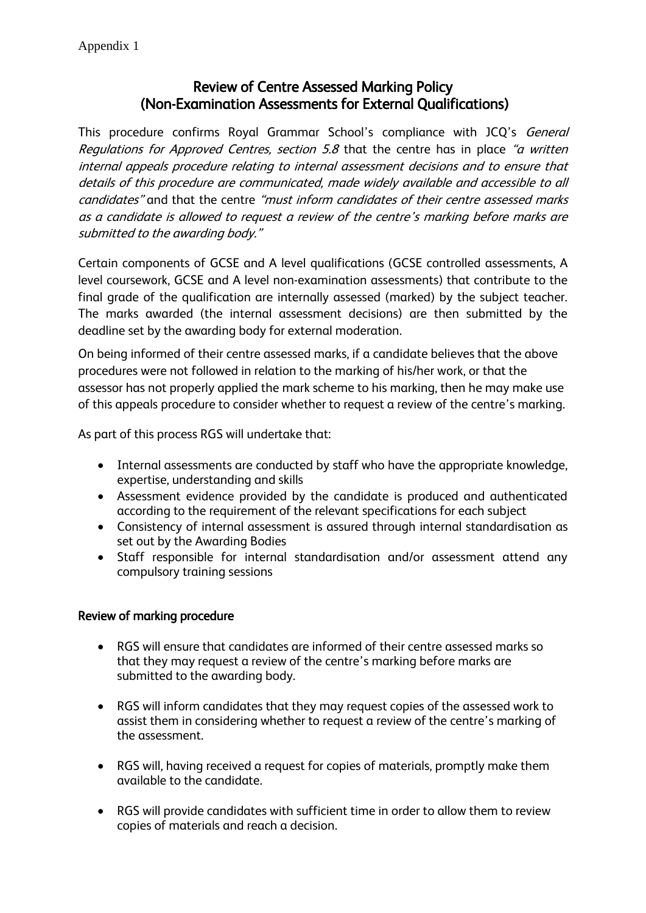Appendix 1

# Review of Centre Assessed Marking Policy (Non-Examination Assessments for External Qualifications)

This procedure confirms Royal Grammar School's compliance with JCQ's *General Regulations for Approved Centres, section 5.8* that the centre has in place *"a written internal appeals procedure relating to internal assessment decisions and to ensure that details of this procedure are communicated, made widely available and accessible to all candidates"* and that the centre *"must inform candidates of their centre assessed marks as a candidate is allowed to request a review of the centre's marking before marks are submitted to the awarding body."*

Certain components of GCSE and A level qualifications (GCSE controlled assessments, A level coursework, GCSE and A level non-examination assessments) that contribute to the final grade of the qualification are internally assessed (marked) by the subject teacher. The marks awarded (the internal assessment decisions) are then submitted by the deadline set by the awarding body for external moderation.

On being informed of their centre assessed marks, if a candidate believes that the above procedures were not followed in relation to the marking of his/her work, or that the assessor has not properly applied the mark scheme to his marking, then he may make use of this appeals procedure to consider whether to request a review of the centre's marking.

As part of this process RGS will undertake that:

- Internal assessments are conducted by staff who have the appropriate knowledge, expertise, understanding and skills
- Assessment evidence provided by the candidate is produced and authenticated according to the requirement of the relevant specifications for each subject
- Consistency of internal assessment is assured through internal standardisation as set out by the Awarding Bodies
- Staff responsible for internal standardisation and/or assessment attend any compulsory training sessions

## Review of marking procedure

- RGS will ensure that candidates are informed of their centre assessed marks so that they may request a review of the centre's marking before marks are submitted to the awarding body.

- RGS will inform candidates that they may request copies of the assessed work to assist them in considering whether to request a review of the centre's marking of the assessment.

- RGS will, having received a request for copies of materials, promptly make them available to the candidate.

- RGS will provide candidates with sufficient time in order to allow them to review copies of materials and reach a decision.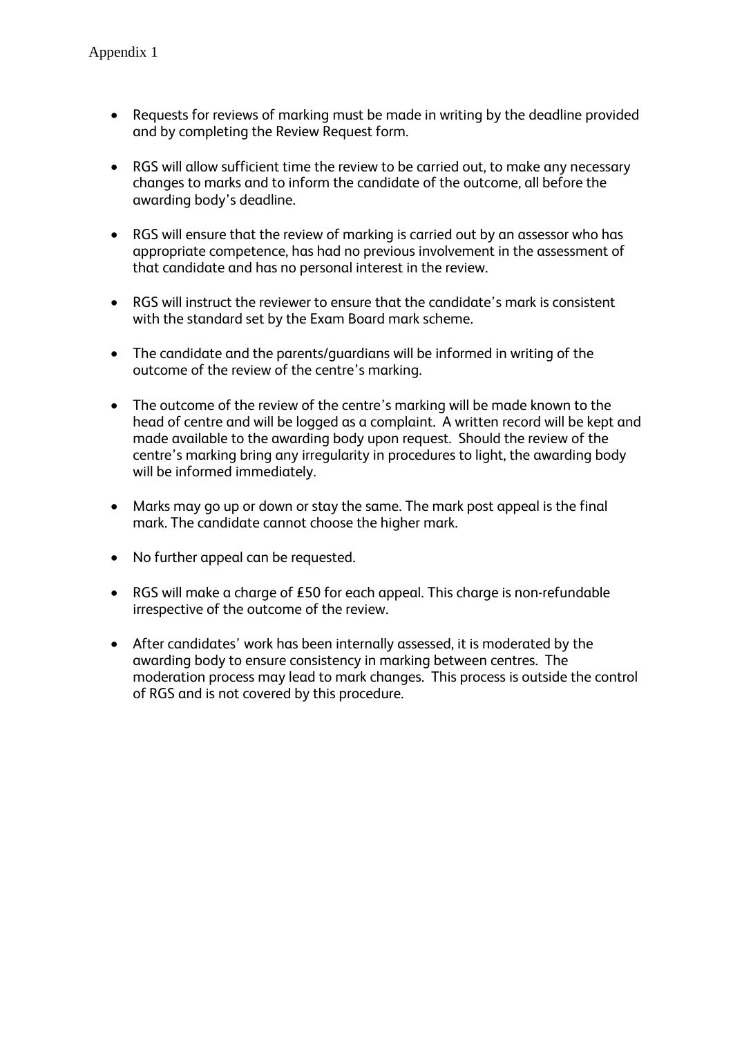Appendix 1

- Requests for reviews of marking must be made in writing by the deadline provided and by completing the Review Request form.
- RGS will allow sufficient time the review to be carried out, to make any necessary changes to marks and to inform the candidate of the outcome, all before the awarding body's deadline.
- RGS will ensure that the review of marking is carried out by an assessor who has appropriate competence, has had no previous involvement in the assessment of that candidate and has no personal interest in the review.
- RGS will instruct the reviewer to ensure that the candidate's mark is consistent with the standard set by the Exam Board mark scheme.
- The candidate and the parents/guardians will be informed in writing of the outcome of the review of the centre's marking.
- The outcome of the review of the centre's marking will be made known to the head of centre and will be logged as a complaint. A written record will be kept and made available to the awarding body upon request. Should the review of the centre's marking bring any irregularity in procedures to light, the awarding body will be informed immediately.
- Marks may go up or down or stay the same. The mark post appeal is the final mark. The candidate cannot choose the higher mark.
- No further appeal can be requested.
- RGS will make a charge of £50 for each appeal. This charge is non-refundable irrespective of the outcome of the review.
- After candidates' work has been internally assessed, it is moderated by the awarding body to ensure consistency in marking between centres. The moderation process may lead to mark changes. This process is outside the control of RGS and is not covered by this procedure.